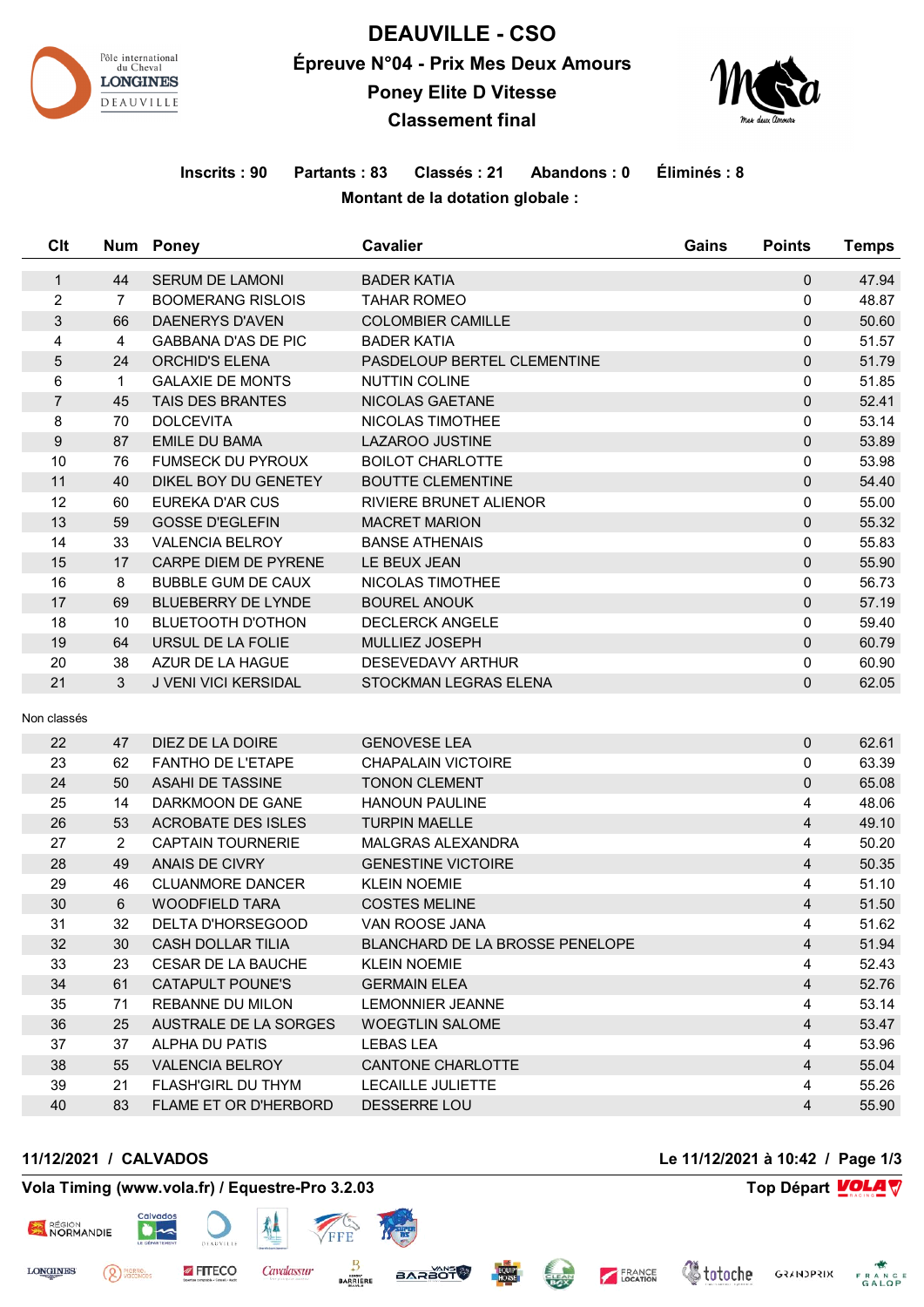# DEAUVILLE - CSO

## Épreuve N°04 - Prix Mes Deux Amours

## Poney Elite D Vitesse

## Classement final

**Inscrits : 90 Partants : 83 Classés : 21 Abandons : 0 Éliminés : 8**

**Montant de la dotation globale :**

| Clt | Num | Poney | Cavalier | Gains | Points | Temps |
|---|---|---|---|---|---|---|
| 1 | 44 | SERUM DE LAMONI | BADER KATIA | | 0 | 47.94 |
| 2 | 7 | BOOMERANG RISLOIS | TAHAR ROMEO | | 0 | 48.87 |
| 3 | 66 | DAENERYS D'AVEN | COLOMBIER CAMILLE | | 0 | 50.60 |
| 4 | 4 | GABBANA D'AS DE PIC | BADER KATIA | | 0 | 51.57 |
| 5 | 24 | ORCHID'S ELENA | PASDELOUP BERTEL CLEMENTINE | | 0 | 51.79 |
| 6 | 1 | GALAXIE DE MONTS | NUTTIN COLINE | | 0 | 51.85 |
| 7 | 45 | TAIS DES BRANTES | NICOLAS GAETANE | | 0 | 52.41 |
| 8 | 70 | DOLCEVITA | NICOLAS TIMOTHEE | | 0 | 53.14 |
| 9 | 87 | EMILE DU BAMA | LAZAROO JUSTINE | | 0 | 53.89 |
| 10 | 76 | FUMSECK DU PYROUX | BOILOT CHARLOTTE | | 0 | 53.98 |
| 11 | 40 | DIKEL BOY DU GENETEY | BOUTTE CLEMENTINE | | 0 | 54.40 |
| 12 | 60 | EUREKA D'AR CUS | RIVIERE BRUNET ALIENOR | | 0 | 55.00 |
| 13 | 59 | GOSSE D'EGLEFIN | MACRET MARION | | 0 | 55.32 |
| 14 | 33 | VALENCIA BELROY | BANSE ATHENAIS | | 0 | 55.83 |
| 15 | 17 | CARPE DIEM DE PYRENE | LE BEUX JEAN | | 0 | 55.90 |
| 16 | 8 | BUBBLE GUM DE CAUX | NICOLAS TIMOTHEE | | 0 | 56.73 |
| 17 | 69 | BLUEBERRY DE LYNDE | BOUREL ANOUK | | 0 | 57.19 |
| 18 | 10 | BLUETOOTH D'OTHON | DECLERCK ANGELE | | 0 | 59.40 |
| 19 | 64 | URSUL DE LA FOLIE | MULLIEZ JOSEPH | | 0 | 60.79 |
| 20 | 38 | AZUR DE LA HAGUE | DESEVEDAVY ARTHUR | | 0 | 60.90 |
| 21 | 3 | J VENI VICI KERSIDAL | STOCKMAN LEGRAS ELENA | | 0 | 62.05 |

Non classés

| Clt | Num | Poney | Cavalier | Gains | Points | Temps |
|---|---|---|---|---|---|---|
| 22 | 47 | DIEZ DE LA DOIRE | GENOVESE LEA | | 0 | 62.61 |
| 23 | 62 | FANTHO DE L'ETAPE | CHAPALAIN VICTOIRE | | 0 | 63.39 |
| 24 | 50 | ASAHI DE TASSINE | TONON CLEMENT | | 0 | 65.08 |
| 25 | 14 | DARKMOON DE GANE | HANOUN PAULINE | | 4 | 48.06 |
| 26 | 53 | ACROBATE DES ISLES | TURPIN MAELLE | | 4 | 49.10 |
| 27 | 2 | CAPTAIN TOURNERIE | MALGRAS ALEXANDRA | | 4 | 50.20 |
| 28 | 49 | ANAIS DE CIVRY | GENESTINE VICTOIRE | | 4 | 50.35 |
| 29 | 46 | CLUANMORE DANCER | KLEIN NOEMIE | | 4 | 51.10 |
| 30 | 6 | WOODFIELD TARA | COSTES MELINE | | 4 | 51.50 |
| 31 | 32 | DELTA D'HORSEGOOD | VAN ROOSE JANA | | 4 | 51.62 |
| 32 | 30 | CASH DOLLAR TILIA | BLANCHARD DE LA BROSSE PENELOPE | | 4 | 51.94 |
| 33 | 23 | CESAR DE LA BAUCHE | KLEIN NOEMIE | | 4 | 52.43 |
| 34 | 61 | CATAPULT POUNE'S | GERMAIN ELEA | | 4 | 52.76 |
| 35 | 71 | REBANNE DU MILON | LEMONNIER JEANNE | | 4 | 53.14 |
| 36 | 25 | AUSTRALE DE LA SORGES | WOEGTLIN SALOME | | 4 | 53.47 |
| 37 | 37 | ALPHA DU PATIS | LEBAS LEA | | 4 | 53.96 |
| 38 | 55 | VALENCIA BELROY | CANTONE CHARLOTTE | | 4 | 55.04 |
| 39 | 21 | FLASH'GIRL DU THYM | LECAILLE JULIETTE | | 4 | 55.26 |
| 40 | 83 | FLAME ET OR D'HERBORD | DESSERRE LOU | | 4 | 55.90 |

**11/12/2021 / CALVADOS** — **Le 11/12/2021 à 10:42**

**Vola Timing (www.vola.fr) / Equestre-Pro 3.2.03** — **Top Départ**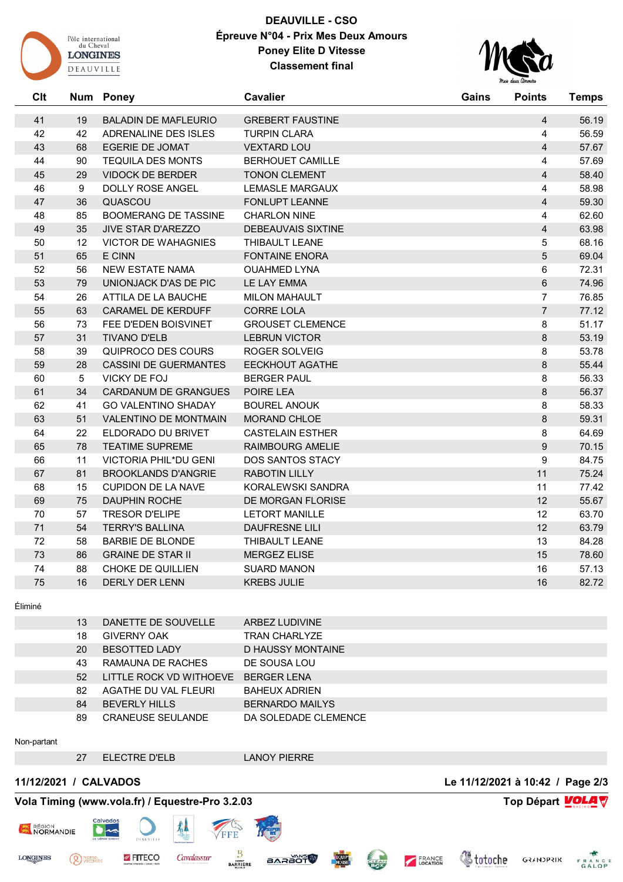# DEAUVILLE - CSO

## Épreuve N°04 - Prix Mes Deux Amours

**Poney Elite D Vitesse**

**Classement final**

| Clt | Num | Poney | Cavalier | Gains | Points | Temps |
|---|---|---|---|---|---|---|
| 41 | 19 | BALADIN DE MAFLEURIO | GREBERT FAUSTINE | | 4 | 56.19 |
| 42 | 42 | ADRENALINE DES ISLES | TURPIN CLARA | | 4 | 56.59 |
| 43 | 68 | EGERIE DE JOMAT | VEXTARD LOU | | 4 | 57.67 |
| 44 | 90 | TEQUILA DES MONTS | BERHOUET CAMILLE | | 4 | 57.69 |
| 45 | 29 | VIDOCK DE BERDER | TONON CLEMENT | | 4 | 58.40 |
| 46 | 9 | DOLLY ROSE ANGEL | LEMASLE MARGAUX | | 4 | 58.98 |
| 47 | 36 | QUASCOU | FONLUPT LEANNE | | 4 | 59.30 |
| 48 | 85 | BOOMERANG DE TASSINE | CHARLON NINE | | 4 | 62.60 |
| 49 | 35 | JIVE STAR D'AREZZO | DEBEAUVAIS SIXTINE | | 4 | 63.98 |
| 50 | 12 | VICTOR DE WAHAGNIES | THIBAULT LEANE | | 5 | 68.16 |
| 51 | 65 | E CINN | FONTAINE ENORA | | 5 | 69.04 |
| 52 | 56 | NEW ESTATE NAMA | OUAHMED LYNA | | 6 | 72.31 |
| 53 | 79 | UNIONJACK D'AS DE PIC | LE LAY EMMA | | 6 | 74.96 |
| 54 | 26 | ATTILA DE LA BAUCHE | MILON MAHAULT | | 7 | 76.85 |
| 55 | 63 | CARAMEL DE KERDUFF | CORRE LOLA | | 7 | 77.12 |
| 56 | 73 | FEE D'EDEN BOISVINET | GROUSET CLEMENCE | | 8 | 51.17 |
| 57 | 31 | TIVANO D'ELB | LEBRUN VICTOR | | 8 | 53.19 |
| 58 | 39 | QUIPROCO DES COURS | ROGER SOLVEIG | | 8 | 53.78 |
| 59 | 28 | CASSINI DE GUERMANTES | EECKHOUT AGATHE | | 8 | 55.44 |
| 60 | 5 | VICKY DE FOJ | BERGER PAUL | | 8 | 56.33 |
| 61 | 34 | CARDANUM DE GRANGUES | POIRE LEA | | 8 | 56.37 |
| 62 | 41 | GO VALENTINO SHADAY | BOUREL ANOUK | | 8 | 58.33 |
| 63 | 51 | VALENTINO DE MONTMAIN | MORAND CHLOE | | 8 | 59.31 |
| 64 | 22 | ELDORADO DU BRIVET | CASTELAIN ESTHER | | 8 | 64.69 |
| 65 | 78 | TEATIME SUPREME | RAIMBOURG AMELIE | | 9 | 70.15 |
| 66 | 11 | VICTORIA PHIL*DU GENI | DOS SANTOS STACY | | 9 | 84.75 |
| 67 | 81 | BROOKLANDS D'ANGRIE | RABOTIN LILLY | | 11 | 75.24 |
| 68 | 15 | CUPIDON DE LA NAVE | KORALEWSKI SANDRA | | 11 | 77.42 |
| 69 | 75 | DAUPHIN ROCHE | DE MORGAN FLORISE | | 12 | 55.67 |
| 70 | 57 | TRESOR D'ELIPE | LETORT MANILLE | | 12 | 63.70 |
| 71 | 54 | TERRY'S BALLINA | DAUFRESNE LILI | | 12 | 63.79 |
| 72 | 58 | BARBIE DE BLONDE | THIBAULT LEANE | | 13 | 84.28 |
| 73 | 86 | GRAINE DE STAR II | MERGEZ ELISE | | 15 | 78.60 |
| 74 | 88 | CHOKE DE QUILLIEN | SUARD MANON | | 16 | 57.13 |
| 75 | 16 | DERLY DER LENN | KREBS JULIE | | 16 | 82.72 |

Éliminé

| Num | Poney | Cavalier |
|---|---|---|
| 13 | DANETTE DE SOUVELLE | ARBEZ LUDIVINE |
| 18 | GIVERNY OAK | TRAN CHARLYZE |
| 20 | BESOTTED LADY | D HAUSSY MONTAINE |
| 43 | RAMAUNA DE RACHES | DE SOUSA LOU |
| 52 | LITTLE ROCK VD WITHOEVE | BERGER LENA |
| 82 | AGATHE DU VAL FLEURI | BAHEUX ADRIEN |
| 84 | BEVERLY HILLS | BERNARDO MAILYS |
| 89 | CRANEUSE SEULANDE | DA SOLEDADE CLEMENCE |

Non-partant

| Num | Poney | Cavalier |
|---|---|---|
| 27 | ELECTRE D'ELB | LANOY PIERRE |

**11/12/2021 / CALVADOS** — **Le 11/12/2021 à 10:42**

**Vola Timing (www.vola.fr) / Equestre-Pro 3.2.03** — **Top Départ**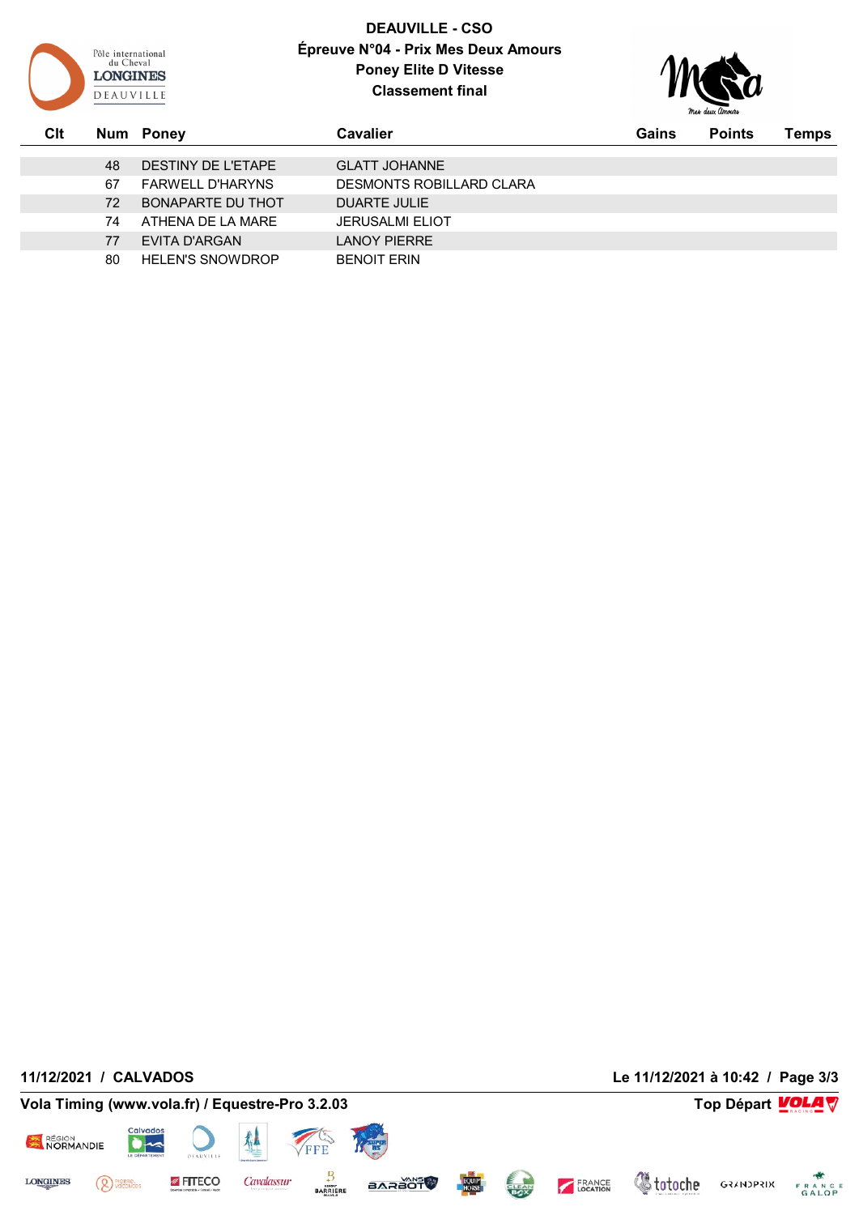# DEAUVILLE - CSO

## Épreuve N°04 - Prix Mes Deux Amours

### Poney Elite D Vitesse

### Classement final

| Clt | Num | Poney | Cavalier | Gains | Points | Temps |
|---|---|---|---|---|---|---|
| | 48 | DESTINY DE L'ETAPE | GLATT JOHANNE | | | |
| | 67 | FARWELL D'HARYNS | DESMONTS ROBILLARD CLARA | | | |
| | 72 | BONAPARTE DU THOT | DUARTE JULIE | | | |
| | 74 | ATHENA DE LA MARE | JERUSALMI ELIOT | | | |
| | 77 | EVITA D'ARGAN | LANOY PIERRE | | | |
| | 80 | HELEN'S SNOWDROP | BENOIT ERIN | | | |

11/12/2021 / CALVADOS

Le 11/12/2021 à 10:42

Vola Timing (www.vola.fr) / Equestre-Pro 3.2.03

Top Départ VOLA